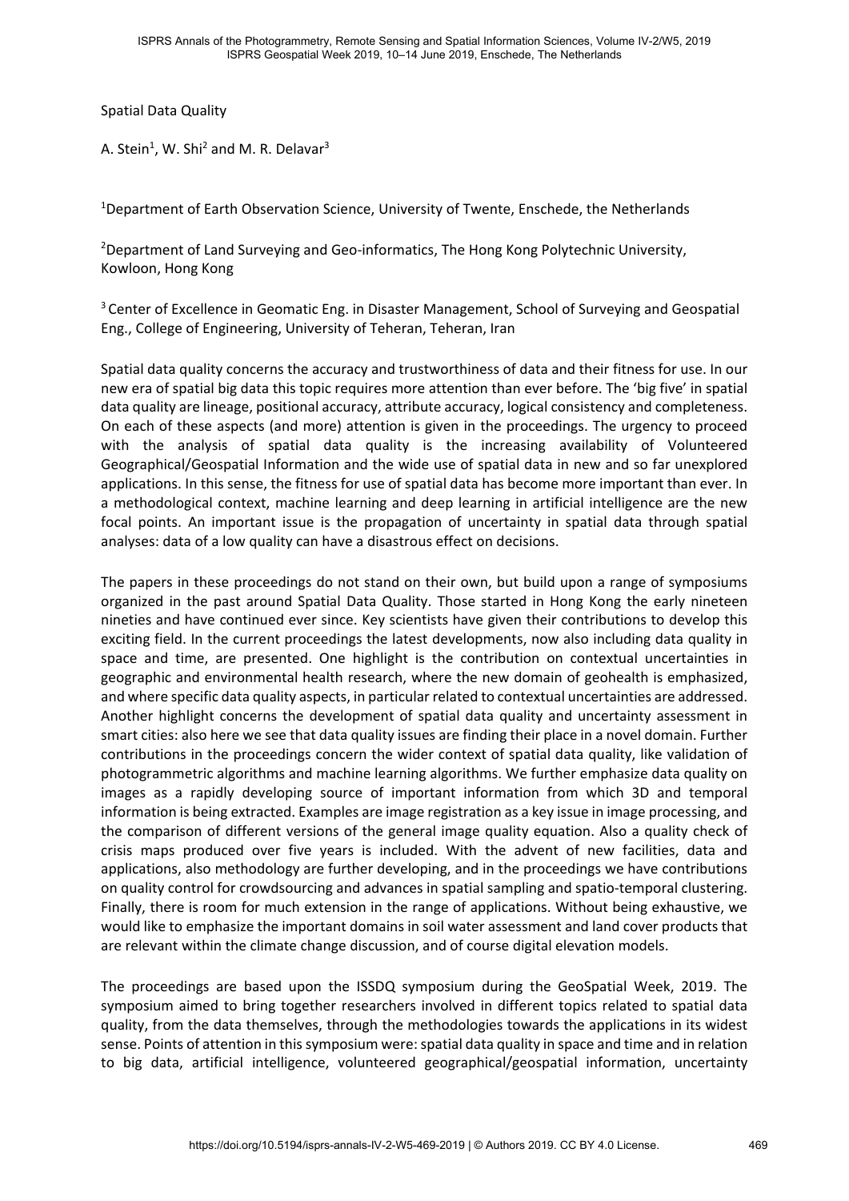# Spatial Data Quality

A. Stein[1], W. Shi[2] and M. R. Delavar[3]

[1]Department of Earth Observation Science, University of Twente, Enschede, the Netherlands

[2]Department of Land Surveying and Geo-informatics, The Hong Kong Polytechnic University, Kowloon, Hong Kong

[3]Center of Excellence in Geomatic Eng. in Disaster Management, School of Surveying and Geospatial Eng., College of Engineering, University of Teheran, Teheran, Iran

Spatial data quality concerns the accuracy and trustworthiness of data and their fitness for use. In our new era of spatial big data this topic requires more attention than ever before. The 'big five' in spatial data quality are lineage, positional accuracy, attribute accuracy, logical consistency and completeness. On each of these aspects (and more) attention is given in the proceedings. The urgency to proceed with the analysis of spatial data quality is the increasing availability of Volunteered Geographical/Geospatial Information and the wide use of spatial data in new and so far unexplored applications. In this sense, the fitness for use of spatial data has become more important than ever. In a methodological context, machine learning and deep learning in artificial intelligence are the new focal points. An important issue is the propagation of uncertainty in spatial data through spatial analyses: data of a low quality can have a disastrous effect on decisions.

The papers in these proceedings do not stand on their own, but build upon a range of symposiums organized in the past around Spatial Data Quality. Those started in Hong Kong the early nineteen nineties and have continued ever since. Key scientists have given their contributions to develop this exciting field. In the current proceedings the latest developments, now also including data quality in space and time, are presented. One highlight is the contribution on contextual uncertainties in geographic and environmental health research, where the new domain of geohealth is emphasized, and where specific data quality aspects, in particular related to contextual uncertainties are addressed. Another highlight concerns the development of spatial data quality and uncertainty assessment in smart cities: also here we see that data quality issues are finding their place in a novel domain. Further contributions in the proceedings concern the wider context of spatial data quality, like validation of photogrammetric algorithms and machine learning algorithms. We further emphasize data quality on images as a rapidly developing source of important information from which 3D and temporal information is being extracted. Examples are image registration as a key issue in image processing, and the comparison of different versions of the general image quality equation. Also a quality check of crisis maps produced over five years is included. With the advent of new facilities, data and applications, also methodology are further developing, and in the proceedings we have contributions on quality control for crowdsourcing and advances in spatial sampling and spatio-temporal clustering. Finally, there is room for much extension in the range of applications. Without being exhaustive, we would like to emphasize the important domains in soil water assessment and land cover products that are relevant within the climate change discussion, and of course digital elevation models.

The proceedings are based upon the ISSDQ symposium during the GeoSpatial Week, 2019. The symposium aimed to bring together researchers involved in different topics related to spatial data quality, from the data themselves, through the methodologies towards the applications in its widest sense. Points of attention in this symposium were: spatial data quality in space and time and in relation to big data, artificial intelligence, volunteered geographical/geospatial information, uncertainty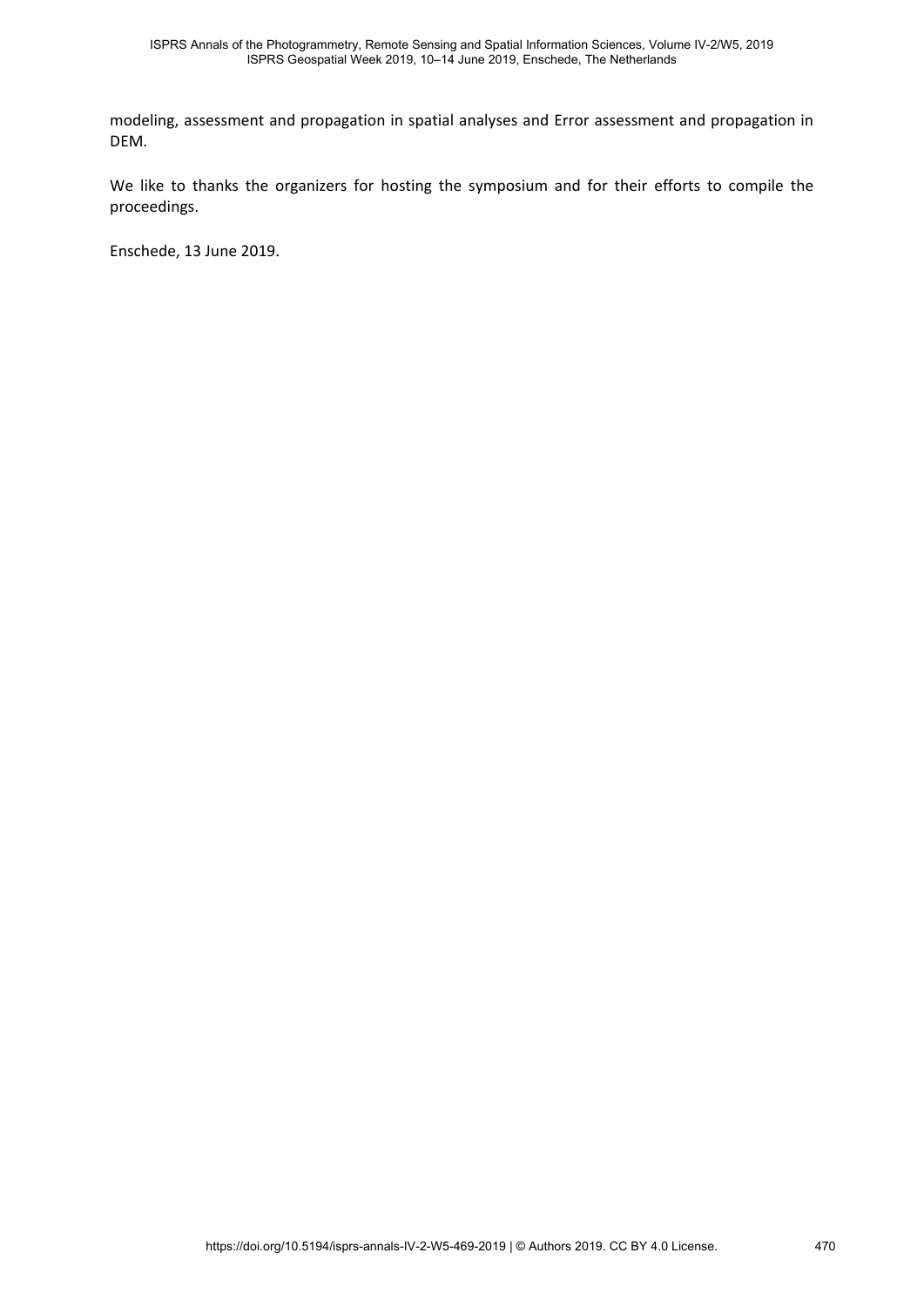modeling, assessment and propagation in spatial analyses and Error assessment and propagation in DEM.

We like to thanks the organizers for hosting the symposium and for their efforts to compile the proceedings.

Enschede, 13 June 2019.